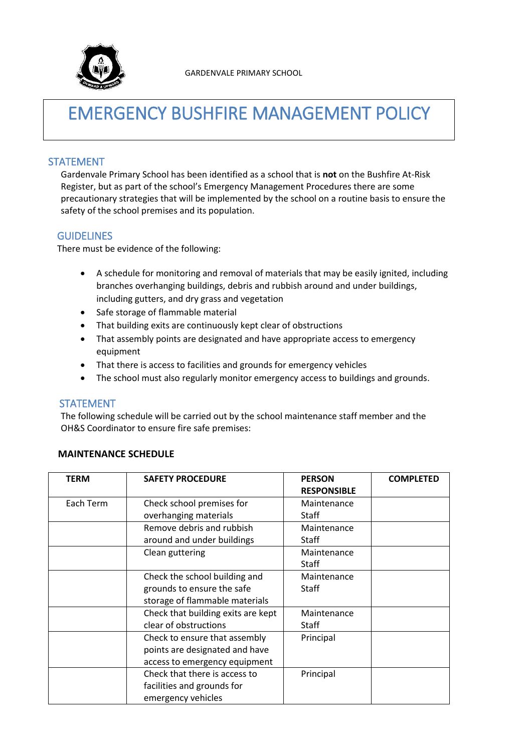GARDENVALE PRIMARY SCHOOL

# EMERGENCY BUSHFIRE MANAGEMENT POLICY

## STATEMENT

Gardenvale Primary School has been identified as a school that is **not** on the Bushfire At-Risk Register, but as part of the school's Emergency Management Procedures there are some precautionary strategies that will be implemented by the school on a routine basis to ensure the safety of the school premises and its population.

## GUIDELINES

There must be evidence of the following:

- A schedule for monitoring and removal of materials that may be easily ignited, including branches overhanging buildings, debris and rubbish around and under buildings, including gutters, and dry grass and vegetation
- Safe storage of flammable material
- That building exits are continuously kept clear of obstructions
- That assembly points are designated and have appropriate access to emergency equipment
- That there is access to facilities and grounds for emergency vehicles
- The school must also regularly monitor emergency access to buildings and grounds.

## STATEMENT

The following schedule will be carried out by the school maintenance staff member and the OH&S Coordinator to ensure fire safe premises:

**MAINTENANCE SCHEDULE**

| TERM | SAFETY PROCEDURE | PERSON RESPONSIBLE | COMPLETED |
|---|---|---|---|
| Each Term | Check school premises for overhanging materials | Maintenance Staff | |
| | Remove debris and rubbish around and under buildings | Maintenance Staff | |
| | Clean guttering | Maintenance Staff | |
| | Check the school building and grounds to ensure the safe storage of flammable materials | Maintenance Staff | |
| | Check that building exits are kept clear of obstructions | Maintenance Staff | |
| | Check to ensure that assembly points are designated and have access to emergency equipment | Principal | |
| | Check that there is access to facilities and grounds for emergency vehicles | Principal | |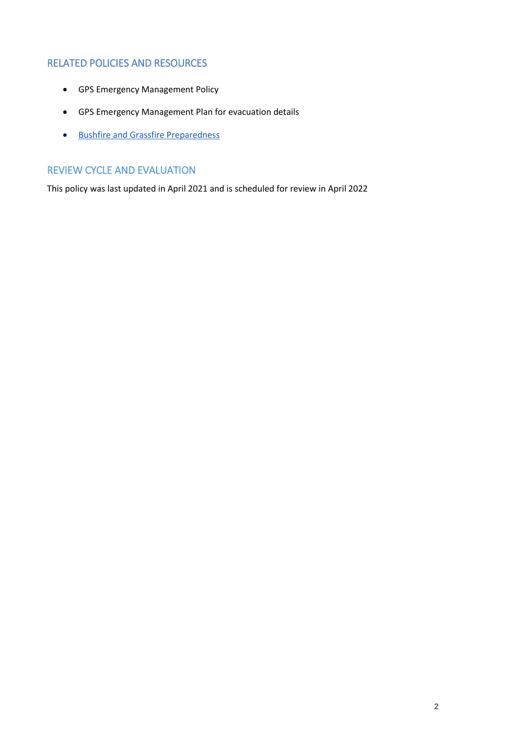## RELATED POLICIES AND RESOURCES

- GPS Emergency Management Policy
- GPS Emergency Management Plan for evacuation details
- Bushfire and Grassfire Preparedness

## REVIEW CYCLE AND EVALUATION

This policy was last updated in April 2021 and is scheduled for review in April 2022